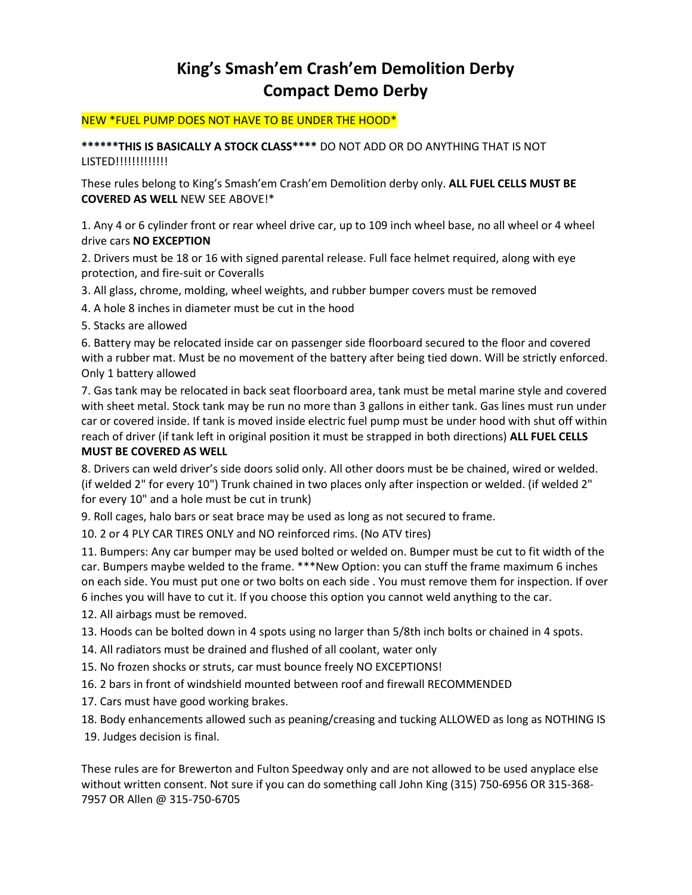# King's Smash'em Crash'em Demolition Derby
# Compact Demo Derby

NEW *FUEL PUMP DOES NOT HAVE TO BE UNDER THE HOOD*

**\*\*\*\*\*\*THIS IS BASICALLY A STOCK CLASS\*\*\*\*** DO NOT ADD OR DO ANYTHING THAT IS NOT LISTED!!!!!!!!!!!!!

These rules belong to King's Smash'em Crash'em Demolition derby only. **ALL FUEL CELLS MUST BE COVERED AS WELL** NEW SEE ABOVE!*

1. Any 4 or 6 cylinder front or rear wheel drive car, up to 109 inch wheel base, no all wheel or 4 wheel drive cars **NO EXCEPTION**
2. Drivers must be 18 or 16 with signed parental release. Full face helmet required, along with eye protection, and fire-suit or Coveralls
3. All glass, chrome, molding, wheel weights, and rubber bumper covers must be removed
4. A hole 8 inches in diameter must be cut in the hood
5. Stacks are allowed
6. Battery may be relocated inside car on passenger side floorboard secured to the floor and covered with a rubber mat. Must be no movement of the battery after being tied down. Will be strictly enforced. Only 1 battery allowed
7. Gas tank may be relocated in back seat floorboard area, tank must be metal marine style and covered with sheet metal. Stock tank may be run no more than 3 gallons in either tank. Gas lines must run under car or covered inside. If tank is moved inside electric fuel pump must be under hood with shut off within reach of driver (if tank left in original position it must be strapped in both directions) **ALL FUEL CELLS MUST BE COVERED AS WELL**
8. Drivers can weld driver's side doors solid only. All other doors must be be chained, wired or welded. (if welded 2" for every 10") Trunk chained in two places only after inspection or welded. (if welded 2" for every 10" and a hole must be cut in trunk)
9. Roll cages, halo bars or seat brace may be used as long as not secured to frame.
10. 2 or 4 PLY CAR TIRES ONLY and NO reinforced rims. (No ATV tires)
11. Bumpers: Any car bumper may be used bolted or welded on. Bumper must be cut to fit width of the car. Bumpers maybe welded to the frame. ***New Option: you can stuff the frame maximum 6 inches on each side. You must put one or two bolts on each side . You must remove them for inspection. If over 6 inches you will have to cut it. If you choose this option you cannot weld anything to the car.
12. All airbags must be removed.
13. Hoods can be bolted down in 4 spots using no larger than 5/8th inch bolts or chained in 4 spots.
14. All radiators must be drained and flushed of all coolant, water only
15. No frozen shocks or struts, car must bounce freely NO EXCEPTIONS!
16. 2 bars in front of windshield mounted between roof and firewall RECOMMENDED
17. Cars must have good working brakes.
18. Body enhancements allowed such as peaning/creasing and tucking ALLOWED as long as NOTHING IS
19. Judges decision is final.

These rules are for Brewerton and Fulton Speedway only and are not allowed to be used anyplace else without written consent. Not sure if you can do something call John King (315) 750-6956 OR 315-368-7957 OR Allen @ 315-750-6705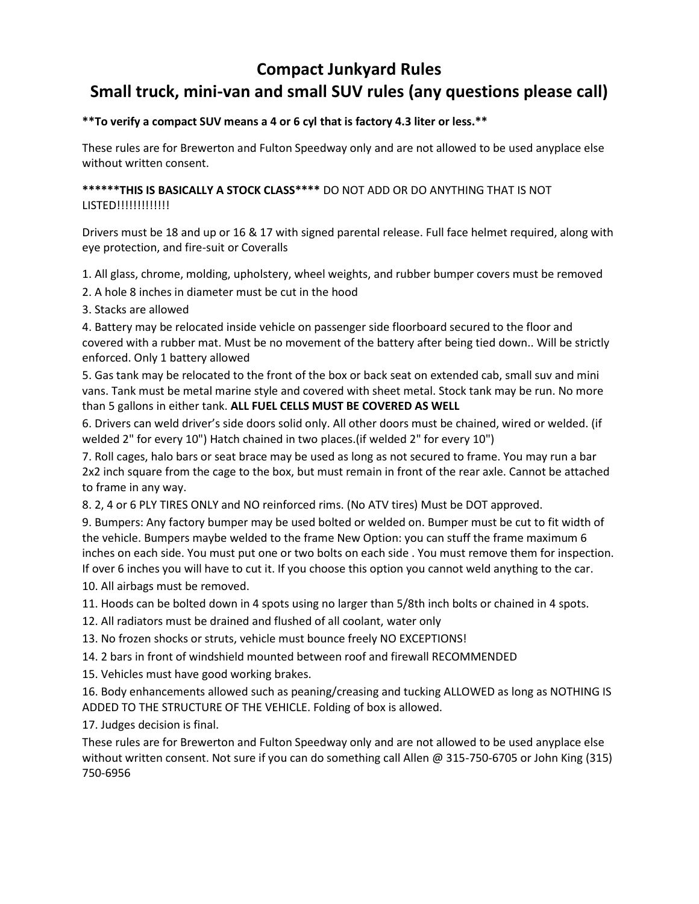# Compact Junkyard Rules

## Small truck, mini-van and small SUV rules (any questions please call)

****To verify a compact SUV means a 4 or 6 cyl that is factory 4.3 liter or less.****

These rules are for Brewerton and Fulton Speedway only and are not allowed to be used anyplace else without written consent.

********THIS IS BASICALLY A STOCK CLASS****** DO NOT ADD OR DO ANYTHING THAT IS NOT LISTED!!!!!!!!!!!!!

Drivers must be 18 and up or 16 & 17 with signed parental release. Full face helmet required, along with eye protection, and fire-suit or Coveralls

1. All glass, chrome, molding, upholstery, wheel weights, and rubber bumper covers must be removed
2. A hole 8 inches in diameter must be cut in the hood
3. Stacks are allowed
4. Battery may be relocated inside vehicle on passenger side floorboard secured to the floor and covered with a rubber mat. Must be no movement of the battery after being tied down.. Will be strictly enforced. Only 1 battery allowed
5. Gas tank may be relocated to the front of the box or back seat on extended cab, small suv and mini vans. Tank must be metal marine style and covered with sheet metal. Stock tank may be run. No more than 5 gallons in either tank. **ALL FUEL CELLS MUST BE COVERED AS WELL**
6. Drivers can weld driver's side doors solid only. All other doors must be chained, wired or welded. (if welded 2" for every 10") Hatch chained in two places.(if welded 2" for every 10")
7. Roll cages, halo bars or seat brace may be used as long as not secured to frame. You may run a bar 2x2 inch square from the cage to the box, but must remain in front of the rear axle. Cannot be attached to frame in any way.
8. 2, 4 or 6 PLY TIRES ONLY and NO reinforced rims. (No ATV tires) Must be DOT approved.
9. Bumpers: Any factory bumper may be used bolted or welded on. Bumper must be cut to fit width of the vehicle. Bumpers maybe welded to the frame New Option: you can stuff the frame maximum 6 inches on each side. You must put one or two bolts on each side . You must remove them for inspection. If over 6 inches you will have to cut it. If you choose this option you cannot weld anything to the car.
10. All airbags must be removed.
11. Hoods can be bolted down in 4 spots using no larger than 5/8th inch bolts or chained in 4 spots.
12. All radiators must be drained and flushed of all coolant, water only
13. No frozen shocks or struts, vehicle must bounce freely NO EXCEPTIONS!
14. 2 bars in front of windshield mounted between roof and firewall RECOMMENDED
15. Vehicles must have good working brakes.
16. Body enhancements allowed such as peaning/creasing and tucking ALLOWED as long as NOTHING IS ADDED TO THE STRUCTURE OF THE VEHICLE. Folding of box is allowed.
17. Judges decision is final.

These rules are for Brewerton and Fulton Speedway only and are not allowed to be used anyplace else without written consent. Not sure if you can do something call Allen @ 315-750-6705 or John King (315) 750-6956